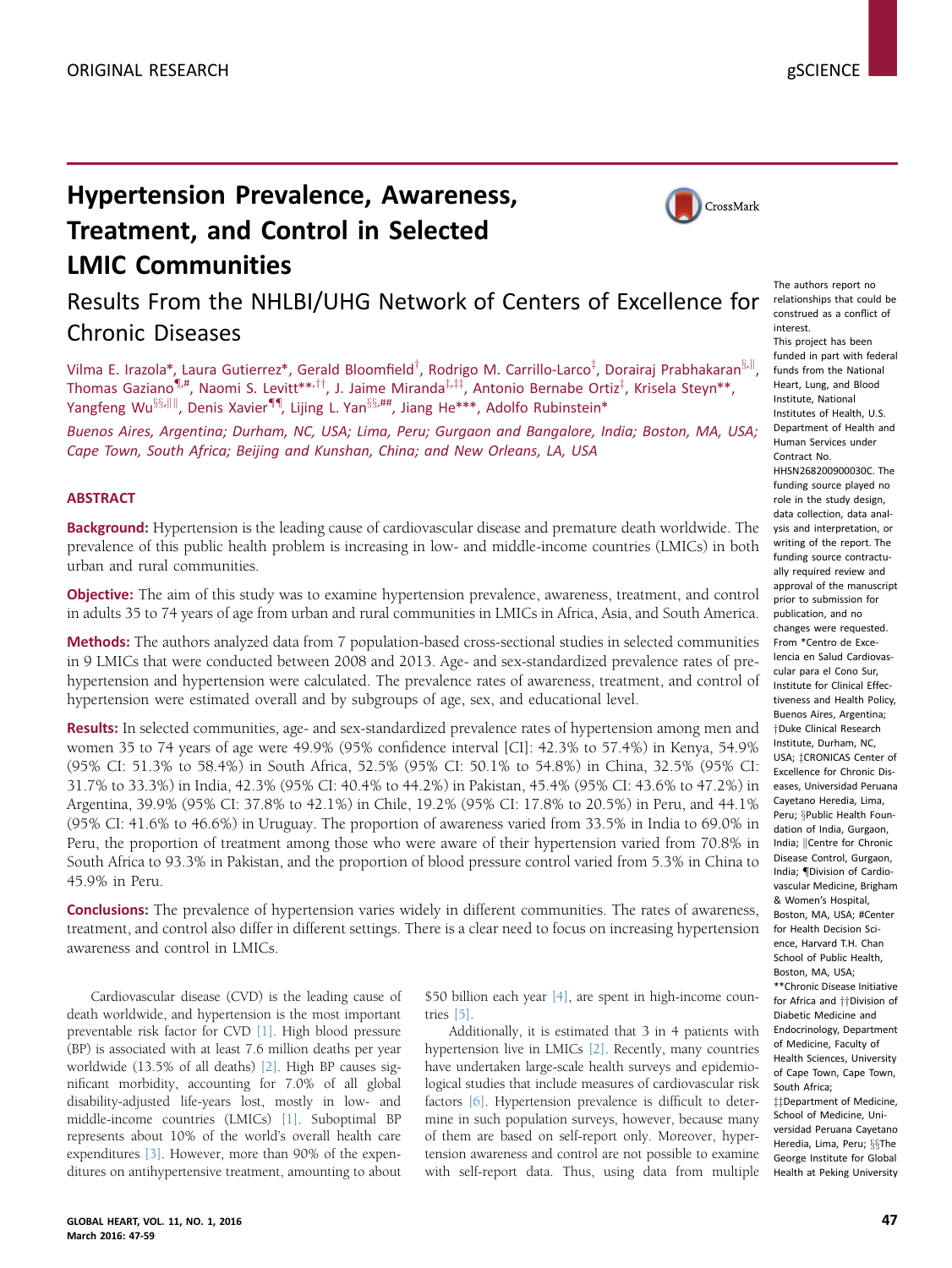ORIGINAL RESEARCH

gSCIENCE

# Hypertension Prevalence, Awareness, Treatment, and Control in Selected LMIC Communities

## Results From the NHLBI/UHG Network of Centers of Excellence for Chronic Diseases

Vilma E. Irazola*, Laura Gutierrez*, Gerald Bloomfield[†], Rodrigo M. Carrillo-Larco[‡], Dorairaj Prabhakaran[§,‖], Thomas Gaziano[¶,#], Naomi S. Levitt[**,††], J. Jaime Miranda[‡,‡‡], Antonio Bernabe Ortiz[‡], Krisela Steyn**, Yangfeng Wu[§§,‖‖], Denis Xavier[¶¶], Lijing L. Yan[§§,##], Jiang He***, Adolfo Rubinstein*

*Buenos Aires, Argentina; Durham, NC, USA; Lima, Peru; Gurgaon and Bangalore, India; Boston, MA, USA; Cape Town, South Africa; Beijing and Kunshan, China; and New Orleans, LA, USA*

### ABSTRACT

**Background:** Hypertension is the leading cause of cardiovascular disease and premature death worldwide. The prevalence of this public health problem is increasing in low- and middle-income countries (LMICs) in both urban and rural communities.

**Objective:** The aim of this study was to examine hypertension prevalence, awareness, treatment, and control in adults 35 to 74 years of age from urban and rural communities in LMICs in Africa, Asia, and South America.

**Methods:** The authors analyzed data from 7 population-based cross-sectional studies in selected communities in 9 LMICs that were conducted between 2008 and 2013. Age- and sex-standardized prevalence rates of prehypertension and hypertension were calculated. The prevalence rates of awareness, treatment, and control of hypertension were estimated overall and by subgroups of age, sex, and educational level.

**Results:** In selected communities, age- and sex-standardized prevalence rates of hypertension among men and women 35 to 74 years of age were 49.9% (95% confidence interval [CI]: 42.3% to 57.4%) in Kenya, 54.9% (95% CI: 51.3% to 58.4%) in South Africa, 52.5% (95% CI: 50.1% to 54.8%) in China, 32.5% (95% CI: 31.7% to 33.3%) in India, 42.3% (95% CI: 40.4% to 44.2%) in Pakistan, 45.4% (95% CI: 43.6% to 47.2%) in Argentina, 39.9% (95% CI: 37.8% to 42.1%) in Chile, 19.2% (95% CI: 17.8% to 20.5%) in Peru, and 44.1% (95% CI: 41.6% to 46.6%) in Uruguay. The proportion of awareness varied from 33.5% in India to 69.0% in Peru, the proportion of treatment among those who were aware of their hypertension varied from 70.8% in South Africa to 93.3% in Pakistan, and the proportion of blood pressure control varied from 5.3% in China to 45.9% in Peru.

**Conclusions:** The prevalence of hypertension varies widely in different communities. The rates of awareness, treatment, and control also differ in different settings. There is a clear need to focus on increasing hypertension awareness and control in LMICs.

Cardiovascular disease (CVD) is the leading cause of death worldwide, and hypertension is the most important preventable risk factor for CVD [1]. High blood pressure (BP) is associated with at least 7.6 million deaths per year worldwide (13.5% of all deaths) [2]. High BP causes significant morbidity, accounting for 7.0% of all global disability-adjusted life-years lost, mostly in low- and middle-income countries (LMICs) [1]. Suboptimal BP represents about 10% of the world's overall health care expenditures [3]. However, more than 90% of the expenditures on antihypertensive treatment, amounting to about $50 billion each year [4], are spent in high-income countries [5].

Additionally, it is estimated that 3 in 4 patients with hypertension live in LMICs [2]. Recently, many countries have undertaken large-scale health surveys and epidemiological studies that include measures of cardiovascular risk factors [6]. Hypertension prevalence is difficult to determine in such population surveys, however, because many of them are based on self-report only. Moreover, hypertension awareness and control are not possible to examine with self-report data. Thus, using data from multiple

The authors report no relationships that could be construed as a conflict of interest.

This project has been funded in part with federal funds from the National Heart, Lung, and Blood Institute, National Institutes of Health, U.S. Department of Health and Human Services under Contract No. HHSN268200900030C. The funding source played no role in the study design, data collection, data analysis and interpretation, or writing of the report. The funding source contractually required review and approval of the manuscript prior to submission for publication, and no changes were requested.

From *Centro de Excelencia en Salud Cardiovascular para el Cono Sur, Institute for Clinical Effectiveness and Health Policy, Buenos Aires, Argentina; †Duke Clinical Research Institute, Durham, NC, USA; ‡CRONICAS Center of Excellence for Chronic Diseases, Universidad Peruana Cayetano Heredia, Lima, Peru; §Public Health Foundation of India, Gurgaon, India; ‖Centre for Chronic Disease Control, Gurgaon, India; ¶Division of Cardiovascular Medicine, Brigham & Women's Hospital, Boston, MA, USA; #Center for Health Decision Science, Harvard T.H. Chan School of Public Health, Boston, MA, USA; **Chronic Disease Initiative for Africa and ††Division of Diabetic Medicine and Endocrinology, Department of Medicine, Faculty of Health Sciences, University of Cape Town, Cape Town, South Africa; ‡‡Department of Medicine, School of Medicine, Universidad Peruana Cayetano Heredia, Lima, Peru; §§The George Institute for Global Health at Peking University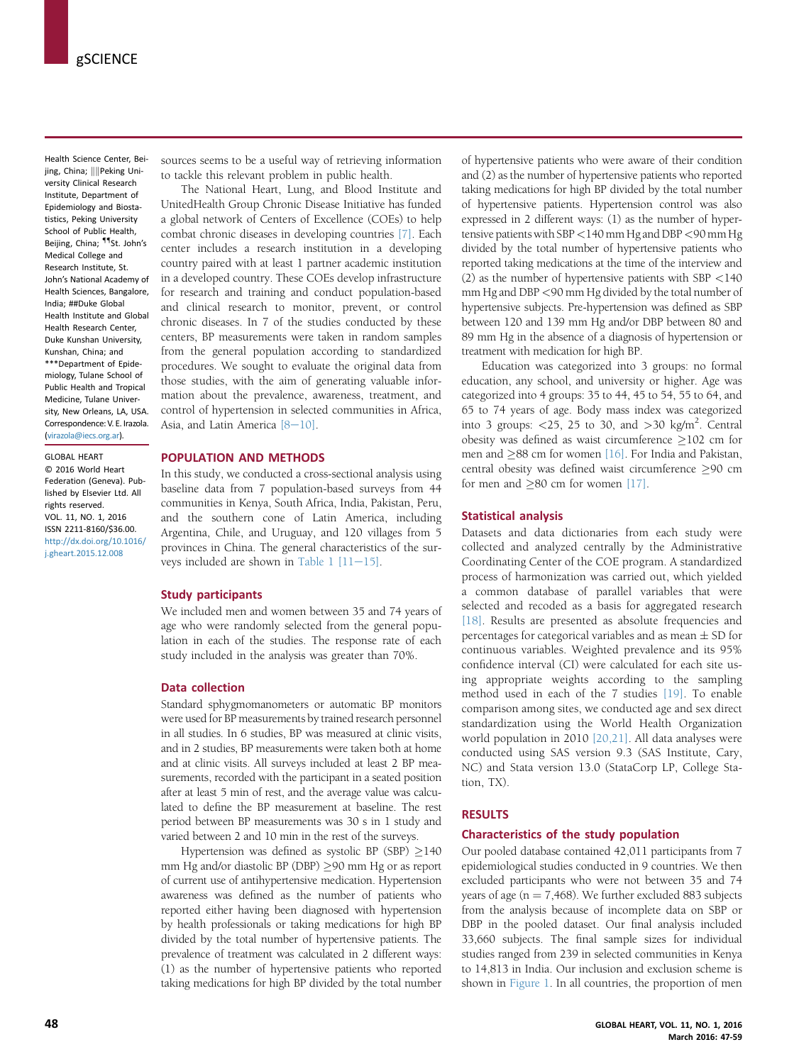Health Science Center, Beijing, China; ‖‖Peking University Clinical Research Institute, Department of Epidemiology and Biostatistics, Peking University School of Public Health, Beijing, China; ¶¶St. John's Medical College and Research Institute, St. John's National Academy of Health Sciences, Bangalore, India; ##Duke Global Health Institute and Global Health Research Center, Duke Kunshan University, Kunshan, China; and ***Department of Epidemiology, Tulane School of Public Health and Tropical Medicine, Tulane University, New Orleans, LA, USA. Correspondence: V. E. Irazola. (virazola@iecs.org.ar).

GLOBAL HEART
© 2016 World Heart Federation (Geneva). Published by Elsevier Ltd. All rights reserved.
VOL. 11, NO. 1, 2016
ISSN 2211-8160/$36.00.
http://dx.doi.org/10.1016/j.gheart.2015.12.008

sources seems to be a useful way of retrieving information to tackle this relevant problem in public health.

The National Heart, Lung, and Blood Institute and UnitedHealth Group Chronic Disease Initiative has funded a global network of Centers of Excellence (COEs) to help combat chronic diseases in developing countries [7]. Each center includes a research institution in a developing country paired with at least 1 partner academic institution in a developed country. These COEs develop infrastructure for research and training and conduct population-based and clinical research to monitor, prevent, or control chronic diseases. In 7 of the studies conducted by these centers, BP measurements were taken in random samples from the general population according to standardized procedures. We sought to evaluate the original data from those studies, with the aim of generating valuable information about the prevalence, awareness, treatment, and control of hypertension in selected communities in Africa, Asia, and Latin America [8–10].

## POPULATION AND METHODS

In this study, we conducted a cross-sectional analysis using baseline data from 7 population-based surveys from 44 communities in Kenya, South Africa, India, Pakistan, Peru, and the southern cone of Latin America, including Argentina, Chile, and Uruguay, and 120 villages from 5 provinces in China. The general characteristics of the surveys included are shown in Table 1 [11–15].

### Study participants

We included men and women between 35 and 74 years of age who were randomly selected from the general population in each of the studies. The response rate of each study included in the analysis was greater than 70%.

### Data collection

Standard sphygmomanometers or automatic BP monitors were used for BP measurements by trained research personnel in all studies. In 6 studies, BP was measured at clinic visits, and in 2 studies, BP measurements were taken both at home and at clinic visits. All surveys included at least 2 BP measurements, recorded with the participant in a seated position after at least 5 min of rest, and the average value was calculated to define the BP measurement at baseline. The rest period between BP measurements was 30 s in 1 study and varied between 2 and 10 min in the rest of the surveys.

Hypertension was defined as systolic BP (SBP) ≥140 mm Hg and/or diastolic BP (DBP) ≥90 mm Hg or as report of current use of antihypertensive medication. Hypertension awareness was defined as the number of patients who reported either having been diagnosed with hypertension by health professionals or taking medications for high BP divided by the total number of hypertensive patients. The prevalence of treatment was calculated in 2 different ways: (1) as the number of hypertensive patients who reported taking medications for high BP divided by the total number of hypertensive patients who were aware of their condition and (2) as the number of hypertensive patients who reported taking medications for high BP divided by the total number of hypertensive patients. Hypertension control was also expressed in 2 different ways: (1) as the number of hypertensive patients with SBP <140 mm Hg and DBP <90 mm Hg divided by the total number of hypertensive patients who reported taking medications at the time of the interview and (2) as the number of hypertensive patients with SBP <140 mm Hg and DBP <90 mm Hg divided by the total number of hypertensive subjects. Pre-hypertension was defined as SBP between 120 and 139 mm Hg and/or DBP between 80 and 89 mm Hg in the absence of a diagnosis of hypertension or treatment with medication for high BP.

Education was categorized into 3 groups: no formal education, any school, and university or higher. Age was categorized into 4 groups: 35 to 44, 45 to 54, 55 to 64, and 65 to 74 years of age. Body mass index was categorized into 3 groups: <25, 25 to 30, and >30 kg/m$^2$. Central obesity was defined as waist circumference ≥102 cm for men and ≥88 cm for women [16]. For India and Pakistan, central obesity was defined waist circumference ≥90 cm for men and ≥80 cm for women [17].

### Statistical analysis

Datasets and data dictionaries from each study were collected and analyzed centrally by the Administrative Coordinating Center of the COE program. A standardized process of harmonization was carried out, which yielded a common database of parallel variables that were selected and recoded as a basis for aggregated research [18]. Results are presented as absolute frequencies and percentages for categorical variables and as mean ± SD for continuous variables. Weighted prevalence and its 95% confidence interval (CI) were calculated for each site using appropriate weights according to the sampling method used in each of the 7 studies [19]. To enable comparison among sites, we conducted age and sex direct standardization using the World Health Organization world population in 2010 [20,21]. All data analyses were conducted using SAS version 9.3 (SAS Institute, Cary, NC) and Stata version 13.0 (StataCorp LP, College Station, TX).

## RESULTS

### Characteristics of the study population

Our pooled database contained 42,011 participants from 7 epidemiological studies conducted in 9 countries. We then excluded participants who were not between 35 and 74 years of age (n = 7,468). We further excluded 883 subjects from the analysis because of incomplete data on SBP or DBP in the pooled dataset. Our final analysis included 33,660 subjects. The final sample sizes for individual studies ranged from 239 in selected communities in Kenya to 14,813 in India. Our inclusion and exclusion scheme is shown in Figure 1. In all countries, the proportion of men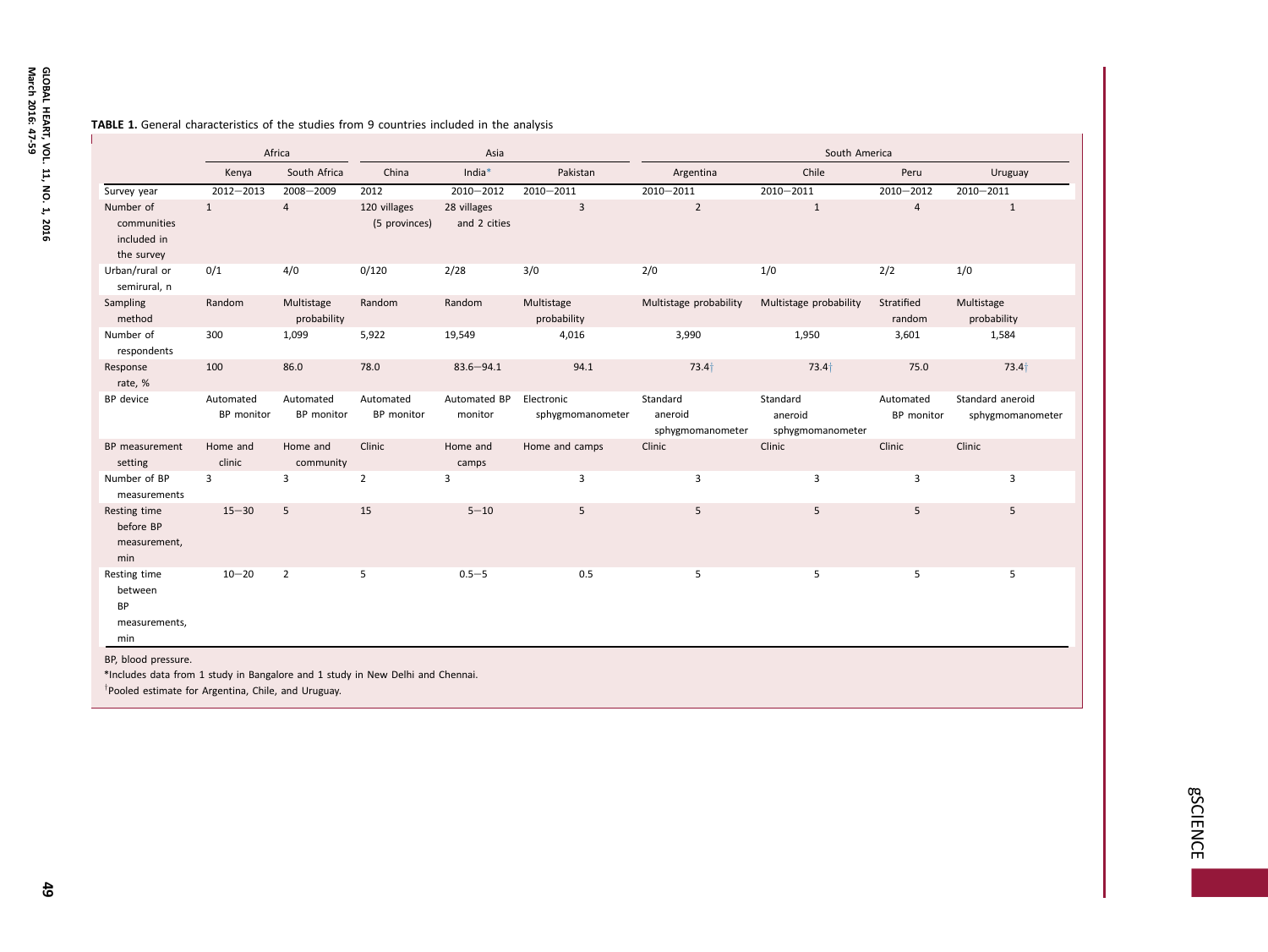**TABLE 1.** General characteristics of the studies from 9 countries included in the analysis

| | Africa | | Asia | | | South America | | | |
|---|---|---|---|---|---|---|---|---|---|
| | Kenya | South Africa | China | India* | Pakistan | Argentina | Chile | Peru | Uruguay |
| Survey year | 2012–2013 | 2008–2009 | 2012 | 2010–2012 | 2010–2011 | 2010–2011 | 2010–2011 | 2010–2012 | 2010–2011 |
| Number of communities included in the survey | 1 | 4 | 120 villages (5 provinces) | 28 villages and 2 cities | 3 | 2 | 1 | 4 | 1 |
| Urban/rural or semirural, n | 0/1 | 4/0 | 0/120 | 2/28 | 3/0 | 2/0 | 1/0 | 2/2 | 1/0 |
| Sampling method | Random | Multistage probability | Random | Random | Multistage probability | Multistage probability | Multistage probability | Stratified random | Multistage probability |
| Number of respondents | 300 | 1,099 | 5,922 | 19,549 | 4,016 | 3,990 | 1,950 | 3,601 | 1,584 |
| Response rate, % | 100 | 86.0 | 78.0 | 83.6–94.1 | 94.1 | 73.4† | 73.4† | 75.0 | 73.4† |
| BP device | Automated BP monitor | Automated BP monitor | Automated BP monitor | Automated BP monitor | Electronic sphygmomanometer | Standard aneroid sphygmomanometer | Standard aneroid sphygmomanometer | Automated BP monitor | Standard aneroid sphygmomanometer |
| BP measurement setting | Home and clinic | Home and community | Clinic | Home and camps | Home and camps | Clinic | Clinic | Clinic | Clinic |
| Number of BP measurements | 3 | 3 | 2 | 3 | 3 | 3 | 3 | 3 | 3 |
| Resting time before BP measurement, min | 15–30 | 5 | 15 | 5–10 | 5 | 5 | 5 | 5 | 5 |
| Resting time between BP measurements, min | 10–20 | 2 | 5 | 0.5–5 | 0.5 | 5 | 5 | 5 | 5 |

BP, blood pressure.

*Includes data from 1 study in Bangalore and 1 study in New Delhi and Chennai.

†Pooled estimate for Argentina, Chile, and Uruguay.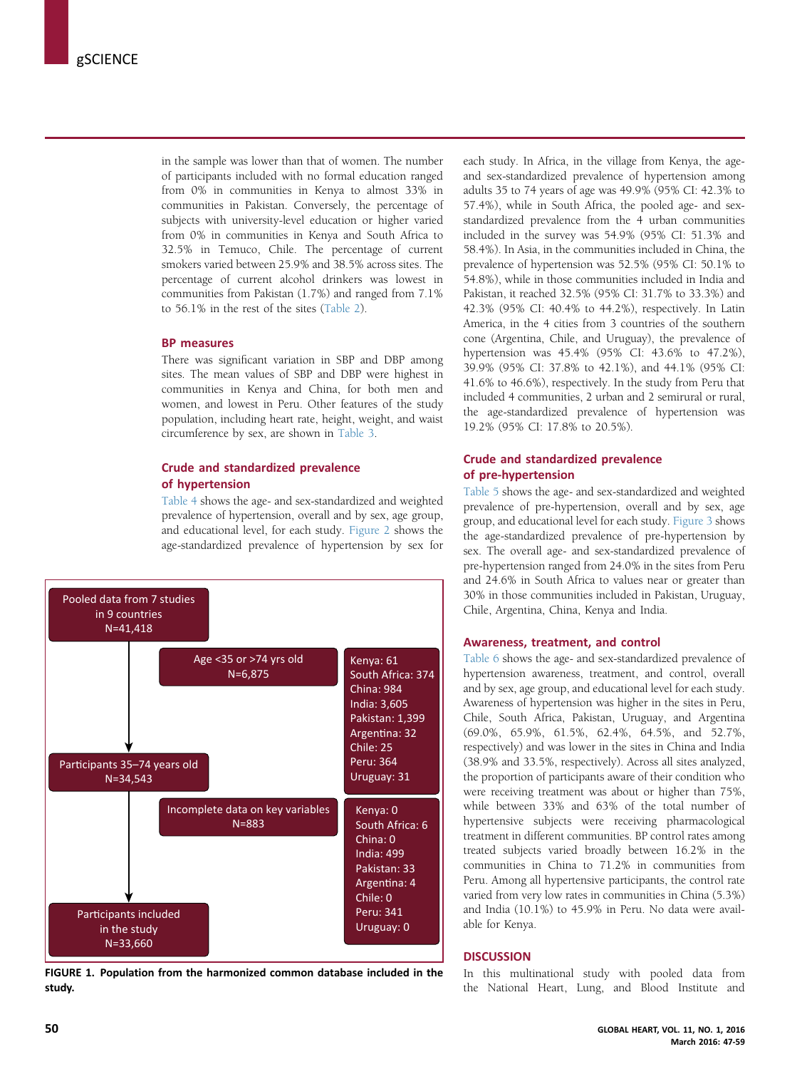in the sample was lower than that of women. The number of participants included with no formal education ranged from 0% in communities in Kenya to almost 33% in communities in Pakistan. Conversely, the percentage of subjects with university-level education or higher varied from 0% in communities in Kenya and South Africa to 32.5% in Temuco, Chile. The percentage of current smokers varied between 25.9% and 38.5% across sites. The percentage of current alcohol drinkers was lowest in communities from Pakistan (1.7%) and ranged from 7.1% to 56.1% in the rest of the sites (Table 2).

### BP measures

There was significant variation in SBP and DBP among sites. The mean values of SBP and DBP were highest in communities in Kenya and China, for both men and women, and lowest in Peru. Other features of the study population, including heart rate, height, weight, and waist circumference by sex, are shown in Table 3.

### Crude and standardized prevalence of hypertension

Table 4 shows the age- and sex-standardized and weighted prevalence of hypertension, overall and by sex, age group, and educational level, for each study. Figure 2 shows the age-standardized prevalence of hypertension by sex for each study. In Africa, in the village from Kenya, the age- and sex-standardized prevalence of hypertension among adults 35 to 74 years of age was 49.9% (95% CI: 42.3% to 57.4%), while in South Africa, the pooled age- and sex-standardized prevalence from the 4 urban communities included in the survey was 54.9% (95% CI: 51.3% and 58.4%). In Asia, in the communities included in China, the prevalence of hypertension was 52.5% (95% CI: 50.1% to 54.8%), while in those communities included in India and Pakistan, it reached 32.5% (95% CI: 31.7% to 33.3%) and 42.3% (95% CI: 40.4% to 44.2%), respectively. In Latin America, in the 4 cities from 3 countries of the southern cone (Argentina, Chile, and Uruguay), the prevalence of hypertension was 45.4% (95% CI: 43.6% to 47.2%), 39.9% (95% CI: 37.8% to 42.1%), and 44.1% (95% CI: 41.6% to 46.6%), respectively. In the study from Peru that included 4 communities, 2 urban and 2 semirural or rural, the age-standardized prevalence of hypertension was 19.2% (95% CI: 17.8% to 20.5%).

Pooled data from 7 studies in 9 countries N=41,418

Age <35 or >74 yrs old N=6,875

Kenya: 61
South Africa: 374
China: 984
India: 3,605
Pakistan: 1,399
Argentina: 32
Chile: 25
Peru: 364
Uruguay: 31

Participants 35–74 years old N=34,543

Incomplete data on key variables N=883

Kenya: 0
South Africa: 6
China: 0
India: 499
Pakistan: 33
Argentina: 4
Chile: 0
Peru: 341
Uruguay: 0

Participants included in the study N=33,660

**FIGURE 1. Population from the harmonized common database included in the study.**

### Crude and standardized prevalence of pre-hypertension

Table 5 shows the age- and sex-standardized and weighted prevalence of pre-hypertension, overall and by sex, age group, and educational level for each study. Figure 3 shows the age-standardized prevalence of pre-hypertension by sex. The overall age- and sex-standardized prevalence of pre-hypertension ranged from 24.0% in the sites from Peru and 24.6% in South Africa to values near or greater than 30% in those communities included in Pakistan, Uruguay, Chile, Argentina, China, Kenya and India.

### Awareness, treatment, and control

Table 6 shows the age- and sex-standardized prevalence of hypertension awareness, treatment, and control, overall and by sex, age group, and educational level for each study. Awareness of hypertension was higher in the sites in Peru, Chile, South Africa, Pakistan, Uruguay, and Argentina (69.0%, 65.9%, 61.5%, 62.4%, 64.5%, and 52.7%, respectively) and was lower in the sites in China and India (38.9% and 33.5%, respectively). Across all sites analyzed, the proportion of participants aware of their condition who were receiving treatment was about or higher than 75%, while between 33% and 63% of the total number of hypertensive subjects were receiving pharmacological treatment in different communities. BP control rates among treated subjects varied broadly between 16.2% in the communities in China to 71.2% in communities from Peru. Among all hypertensive participants, the control rate varied from very low rates in communities in China (5.3%) and India (10.1%) to 45.9% in Peru. No data were available for Kenya.

## DISCUSSION

In this multinational study with pooled data from the National Heart, Lung, and Blood Institute and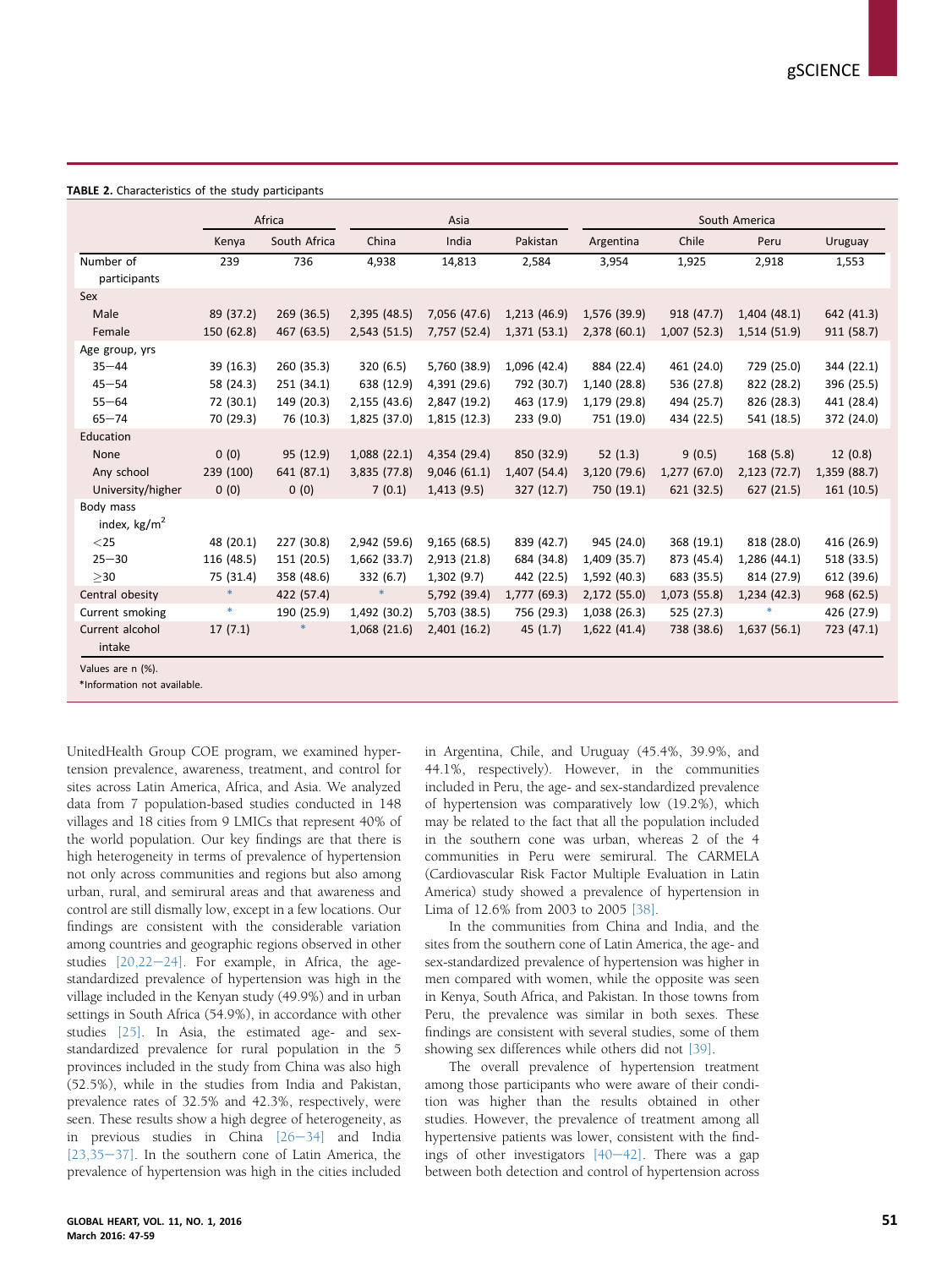**TABLE 2.** Characteristics of the study participants

| | Africa | | Asia | | | South America | | | |
|---|---|---|---|---|---|---|---|---|---|
| | Kenya | South Africa | China | India | Pakistan | Argentina | Chile | Peru | Uruguay |
| Number of participants | 239 | 736 | 4,938 | 14,813 | 2,584 | 3,954 | 1,925 | 2,918 | 1,553 |
| Sex | | | | | | | | | |
| Male | 89 (37.2) | 269 (36.5) | 2,395 (48.5) | 7,056 (47.6) | 1,213 (46.9) | 1,576 (39.9) | 918 (47.7) | 1,404 (48.1) | 642 (41.3) |
| Female | 150 (62.8) | 467 (63.5) | 2,543 (51.5) | 7,757 (52.4) | 1,371 (53.1) | 2,378 (60.1) | 1,007 (52.3) | 1,514 (51.9) | 911 (58.7) |
| Age group, yrs | | | | | | | | | |
| 35–44 | 39 (16.3) | 260 (35.3) | 320 (6.5) | 5,760 (38.9) | 1,096 (42.4) | 884 (22.4) | 461 (24.0) | 729 (25.0) | 344 (22.1) |
| 45–54 | 58 (24.3) | 251 (34.1) | 638 (12.9) | 4,391 (29.6) | 792 (30.7) | 1,140 (28.8) | 536 (27.8) | 822 (28.2) | 396 (25.5) |
| 55–64 | 72 (30.1) | 149 (20.3) | 2,155 (43.6) | 2,847 (19.2) | 463 (17.9) | 1,179 (29.8) | 494 (25.7) | 826 (28.3) | 441 (28.4) |
| 65–74 | 70 (29.3) | 76 (10.3) | 1,825 (37.0) | 1,815 (12.3) | 233 (9.0) | 751 (19.0) | 434 (22.5) | 541 (18.5) | 372 (24.0) |
| Education | | | | | | | | | |
| None | 0 (0) | 95 (12.9) | 1,088 (22.1) | 4,354 (29.4) | 850 (32.9) | 52 (1.3) | 9 (0.5) | 168 (5.8) | 12 (0.8) |
| Any school | 239 (100) | 641 (87.1) | 3,835 (77.8) | 9,046 (61.1) | 1,407 (54.4) | 3,120 (79.6) | 1,277 (67.0) | 2,123 (72.7) | 1,359 (88.7) |
| University/higher | 0 (0) | 0 (0) | 7 (0.1) | 1,413 (9.5) | 327 (12.7) | 750 (19.1) | 621 (32.5) | 627 (21.5) | 161 (10.5) |
| Body mass index, kg/m$^2$ | | | | | | | | | |
| <25 | 48 (20.1) | 227 (30.8) | 2,942 (59.6) | 9,165 (68.5) | 839 (42.7) | 945 (24.0) | 368 (19.1) | 818 (28.0) | 416 (26.9) |
| 25–30 | 116 (48.5) | 151 (20.5) | 1,662 (33.7) | 2,913 (21.8) | 684 (34.8) | 1,409 (35.7) | 873 (45.4) | 1,286 (44.1) | 518 (33.5) |
| ≥30 | 75 (31.4) | 358 (48.6) | 332 (6.7) | 1,302 (9.7) | 442 (22.5) | 1,592 (40.3) | 683 (35.5) | 814 (27.9) | 612 (39.6) |
| Central obesity | * | 422 (57.4) | * | 5,792 (39.4) | 1,777 (69.3) | 2,172 (55.0) | 1,073 (55.8) | 1,234 (42.3) | 968 (62.5) |
| Current smoking | * | 190 (25.9) | 1,492 (30.2) | 5,703 (38.5) | 756 (29.3) | 1,038 (26.3) | 525 (27.3) | * | 426 (27.9) |
| Current alcohol intake | 17 (7.1) | * | 1,068 (21.6) | 2,401 (16.2) | 45 (1.7) | 1,622 (41.4) | 738 (38.6) | 1,637 (56.1) | 723 (47.1) |

Values are n (%).
*Information not available.

UnitedHealth Group COE program, we examined hypertension prevalence, awareness, treatment, and control for sites across Latin America, Africa, and Asia. We analyzed data from 7 population-based studies conducted in 148 villages and 18 cities from 9 LMICs that represent 40% of the world population. Our key findings are that there is high heterogeneity in terms of prevalence of hypertension not only across communities and regions but also among urban, rural, and semirural areas and that awareness and control are still dismally low, except in a few locations. Our findings are consistent with the considerable variation among countries and geographic regions observed in other studies [20,22–24]. For example, in Africa, the age-standardized prevalence of hypertension was high in the village included in the Kenyan study (49.9%) and in urban settings in South Africa (54.9%), in accordance with other studies [25]. In Asia, the estimated age- and sex-standardized prevalence for rural population in the 5 provinces included in the study from China was also high (52.5%), while in the studies from India and Pakistan, prevalence rates of 32.5% and 42.3%, respectively, were seen. These results show a high degree of heterogeneity, as in previous studies in China [26–34] and India [23,35–37]. In the southern cone of Latin America, the prevalence of hypertension was high in the cities included in Argentina, Chile, and Uruguay (45.4%, 39.9%, and 44.1%, respectively). However, in the communities included in Peru, the age- and sex-standardized prevalence of hypertension was comparatively low (19.2%), which may be related to the fact that all the population included in the southern cone was urban, whereas 2 of the 4 communities in Peru were semirural. The CARMELA (Cardiovascular Risk Factor Multiple Evaluation in Latin America) study showed a prevalence of hypertension in Lima of 12.6% from 2003 to 2005 [38].

In the communities from China and India, and the sites from the southern cone of Latin America, the age- and sex-standardized prevalence of hypertension was higher in men compared with women, while the opposite was seen in Kenya, South Africa, and Pakistan. In those towns from Peru, the prevalence was similar in both sexes. These findings are consistent with several studies, some of them showing sex differences while others did not [39].

The overall prevalence of hypertension treatment among those participants who were aware of their condition was higher than the results obtained in other studies. However, the prevalence of treatment among all hypertensive patients was lower, consistent with the findings of other investigators [40–42]. There was a gap between both detection and control of hypertension across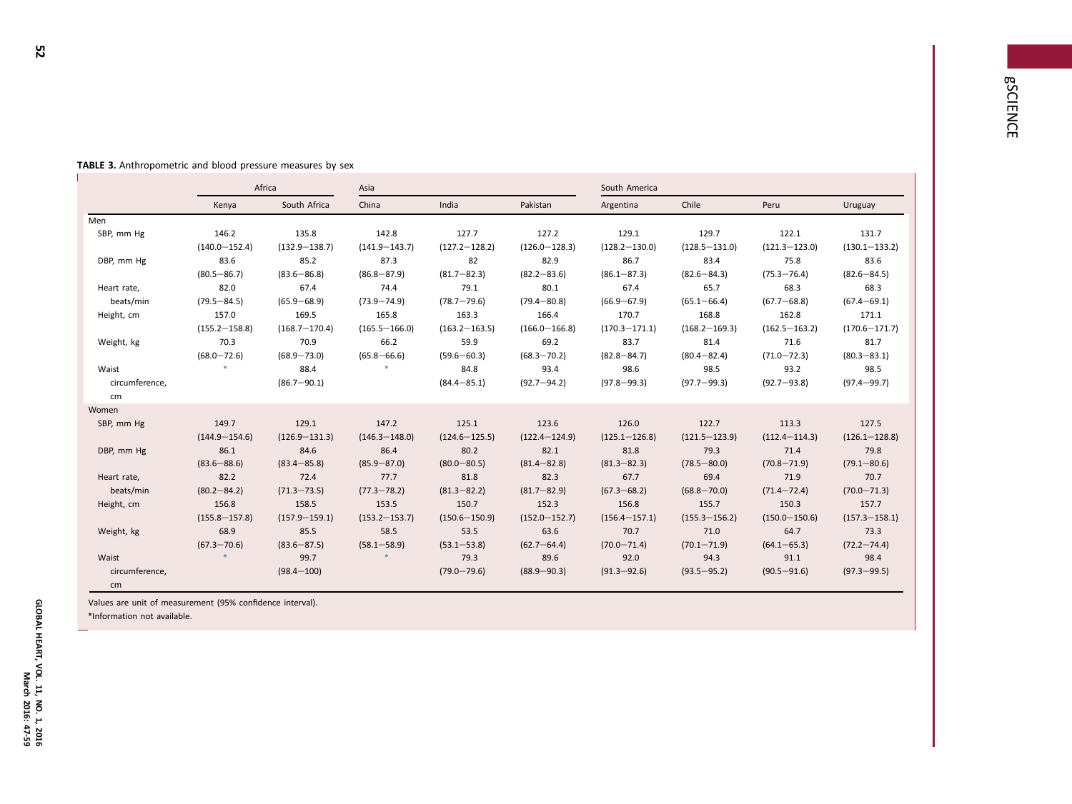**TABLE 3.** Anthropometric and blood pressure measures by sex

| | Africa | | Asia | | | South America | | | |
|---|---|---|---|---|---|---|---|---|---|
| | Kenya | South Africa | China | India | Pakistan | Argentina | Chile | Peru | Uruguay |
| **Men** | | | | | | | | | |
| SBP, mm Hg | 146.2 (140.0−152.4) | 135.8 (132.9−138.7) | 142.8 (141.9−143.7) | 127.7 (127.2−128.2) | 127.2 (126.0−128.3) | 129.1 (128.2−130.0) | 129.7 (128.5−131.0) | 122.1 (121.3−123.0) | 131.7 (130.1−133.2) |
| DBP, mm Hg | 83.6 (80.5−86.7) | 85.2 (83.6−86.8) | 87.3 (86.8−87.9) | 82 (81.7−82.3) | 82.9 (82.2−83.6) | 86.7 (86.1−87.3) | 83.4 (82.6−84.3) | 75.8 (75.3−76.4) | 83.6 (82.6−84.5) |
| Heart rate, beats/min | 82.0 (79.5−84.5) | 67.4 (65.9−68.9) | 74.4 (73.9−74.9) | 79.1 (78.7−79.6) | 80.1 (79.4−80.8) | 67.4 (66.9−67.9) | 65.7 (65.1−66.4) | 68.3 (67.7−68.8) | 68.3 (67.4−69.1) |
| Height, cm | 157.0 (155.2−158.8) | 169.5 (168.7−170.4) | 165.8 (165.5−166.0) | 163.3 (163.2−163.5) | 166.4 (166.0−166.8) | 170.7 (170.3−171.1) | 168.8 (168.2−169.3) | 162.8 (162.5−163.2) | 171.1 (170.6−171.7) |
| Weight, kg | 70.3 (68.0−72.6) | 70.9 (68.9−73.0) | 66.2 (65.8−66.6) | 59.9 (59.6−60.3) | 69.2 (68.3−70.2) | 83.7 (82.8−84.7) | 81.4 (80.4−82.4) | 71.6 (71.0−72.3) | 81.7 (80.3−83.1) |
| Waist circumference, cm | * | 88.4 (86.7−90.1) | * | 84.8 (84.4−85.1) | 93.4 (92.7−94.2) | 98.6 (97.8−99.3) | 98.5 (97.7−99.3) | 93.2 (92.7−93.8) | 98.5 (97.4−99.7) |
| **Women** | | | | | | | | | |
| SBP, mm Hg | 149.7 (144.9−154.6) | 129.1 (126.9−131.3) | 147.2 (146.3−148.0) | 125.1 (124.6−125.5) | 123.6 (122.4−124.9) | 126.0 (125.1−126.8) | 122.7 (121.5−123.9) | 113.3 (112.4−114.3) | 127.5 (126.1−128.8) |
| DBP, mm Hg | 86.1 (83.6−88.6) | 84.6 (83.4−85.8) | 86.4 (85.9−87.0) | 80.2 (80.0−80.5) | 82.1 (81.4−82.8) | 81.8 (81.3−82.3) | 79.3 (78.5−80.0) | 71.4 (70.8−71.9) | 79.8 (79.1−80.6) |
| Heart rate, beats/min | 82.2 (80.2−84.2) | 72.4 (71.3−73.5) | 77.7 (77.3−78.2) | 81.8 (81.3−82.2) | 82.3 (81.7−82.9) | 67.7 (67.3−68.2) | 69.4 (68.8−70.0) | 71.9 (71.4−72.4) | 70.7 (70.0−71.3) |
| Height, cm | 156.8 (155.8−157.8) | 158.5 (157.9−159.1) | 153.5 (153.2−153.7) | 150.7 (150.6−150.9) | 152.3 (152.0−152.7) | 156.8 (156.4−157.1) | 155.7 (155.3−156.2) | 150.3 (150.0−150.6) | 157.7 (157.3−158.1) |
| Weight, kg | 68.9 (67.3−70.6) | 85.5 (83.6−87.5) | 58.5 (58.1−58.9) | 53.5 (53.1−53.8) | 63.6 (62.7−64.4) | 70.7 (70.0−71.4) | 71.0 (70.1−71.9) | 64.7 (64.1−65.3) | 73.3 (72.2−74.4) |
| Waist circumference, cm | * | 99.7 (98.4−100) | * | 79.3 (79.0−79.6) | 89.6 (88.9−90.3) | 92.0 (91.3−92.6) | 94.3 (93.5−95.2) | 91.1 (90.5−91.6) | 98.4 (97.3−99.5) |

Values are unit of measurement (95% confidence interval).

*Information not available.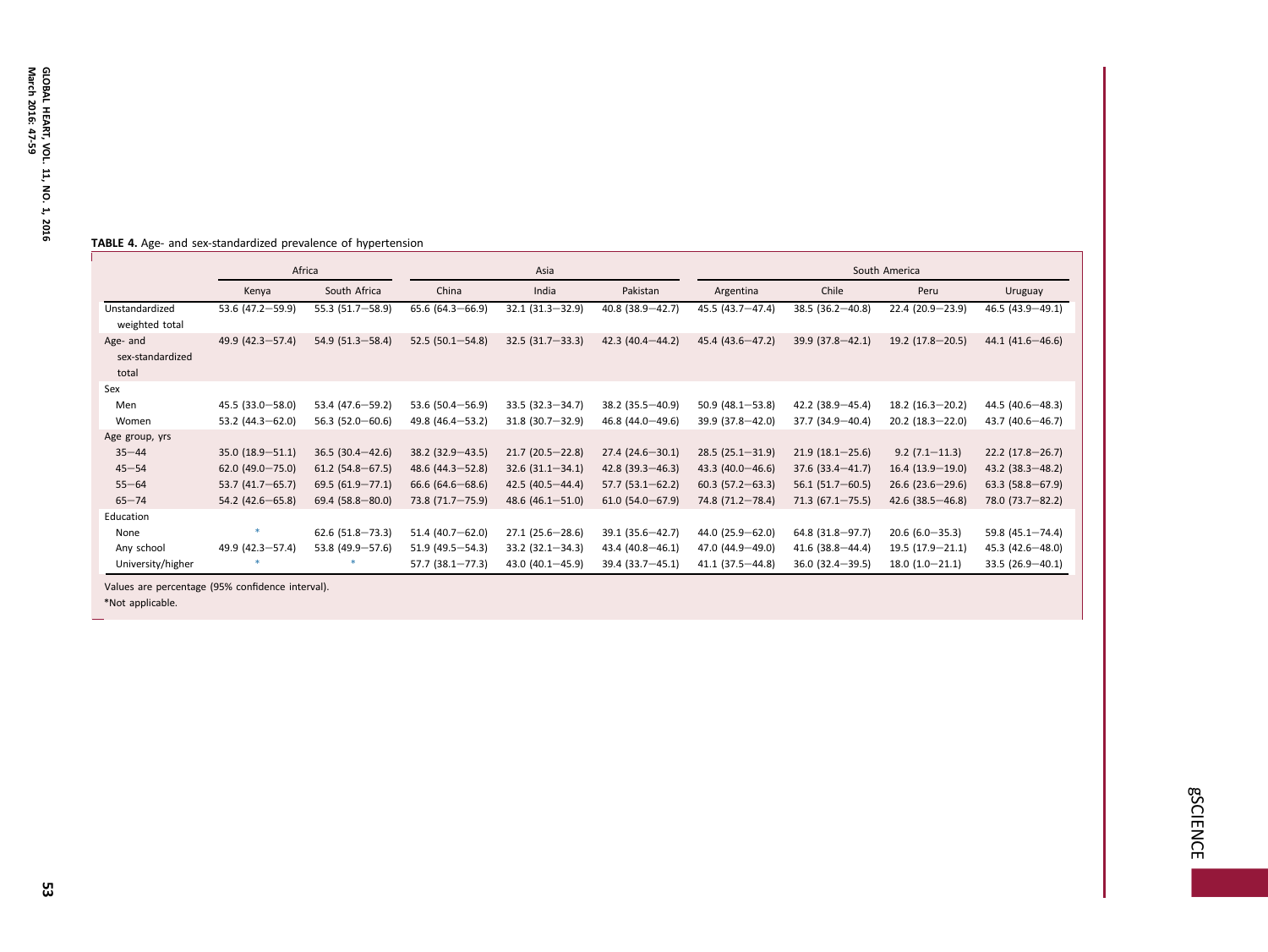**TABLE 4.** Age- and sex-standardized prevalence of hypertension

| | Africa | | Asia | | | South America | | | |
|---|---|---|---|---|---|---|---|---|---|
| | Kenya | South Africa | China | India | Pakistan | Argentina | Chile | Peru | Uruguay |
| Unstandardized weighted total | 53.6 (47.2–59.9) | 55.3 (51.7–58.9) | 65.6 (64.3–66.9) | 32.1 (31.3–32.9) | 40.8 (38.9–42.7) | 45.5 (43.7–47.4) | 38.5 (36.2–40.8) | 22.4 (20.9–23.9) | 46.5 (43.9–49.1) |
| Age- and sex-standardized total | 49.9 (42.3–57.4) | 54.9 (51.3–58.4) | 52.5 (50.1–54.8) | 32.5 (31.7–33.3) | 42.3 (40.4–44.2) | 45.4 (43.6–47.2) | 39.9 (37.8–42.1) | 19.2 (17.8–20.5) | 44.1 (41.6–46.6) |
| Sex | | | | | | | | | |
| Men | 45.5 (33.0–58.0) | 53.4 (47.6–59.2) | 53.6 (50.4–56.9) | 33.5 (32.3–34.7) | 38.2 (35.5–40.9) | 50.9 (48.1–53.8) | 42.2 (38.9–45.4) | 18.2 (16.3–20.2) | 44.5 (40.6–48.3) |
| Women | 53.2 (44.3–62.0) | 56.3 (52.0–60.6) | 49.8 (46.4–53.2) | 31.8 (30.7–32.9) | 46.8 (44.0–49.6) | 39.9 (37.8–42.0) | 37.7 (34.9–40.4) | 20.2 (18.3–22.0) | 43.7 (40.6–46.7) |
| Age group, yrs | | | | | | | | | |
| 35–44 | 35.0 (18.9–51.1) | 36.5 (30.4–42.6) | 38.2 (32.9–43.5) | 21.7 (20.5–22.8) | 27.4 (24.6–30.1) | 28.5 (25.1–31.9) | 21.9 (18.1–25.6) | 9.2 (7.1–11.3) | 22.2 (17.8–26.7) |
| 45–54 | 62.0 (49.0–75.0) | 61.2 (54.8–67.5) | 48.6 (44.3–52.8) | 32.6 (31.1–34.1) | 42.8 (39.3–46.3) | 43.3 (40.0–46.6) | 37.6 (33.4–41.7) | 16.4 (13.9–19.0) | 43.2 (38.3–48.2) |
| 55–64 | 53.7 (41.7–65.7) | 69.5 (61.9–77.1) | 66.6 (64.6–68.6) | 42.5 (40.5–44.4) | 57.7 (53.1–62.2) | 60.3 (57.2–63.3) | 56.1 (51.7–60.5) | 26.6 (23.6–29.6) | 63.3 (58.8–67.9) |
| 65–74 | 54.2 (42.6–65.8) | 69.4 (58.8–80.0) | 73.8 (71.7–75.9) | 48.6 (46.1–51.0) | 61.0 (54.0–67.9) | 74.8 (71.2–78.4) | 71.3 (67.1–75.5) | 42.6 (38.5–46.8) | 78.0 (73.7–82.2) |
| Education | | | | | | | | | |
| None | * | 62.6 (51.8–73.3) | 51.4 (40.7–62.0) | 27.1 (25.6–28.6) | 39.1 (35.6–42.7) | 44.0 (25.9–62.0) | 64.8 (31.8–97.7) | 20.6 (6.0–35.3) | 59.8 (45.1–74.4) |
| Any school | 49.9 (42.3–57.4) | 53.8 (49.9–57.6) | 51.9 (49.5–54.3) | 33.2 (32.1–34.3) | 43.4 (40.8–46.1) | 47.0 (44.9–49.0) | 41.6 (38.8–44.4) | 19.5 (17.9–21.1) | 45.3 (42.6–48.0) |
| University/higher | * | * | 57.7 (38.1–77.3) | 43.0 (40.1–45.9) | 39.4 (33.7–45.1) | 41.1 (37.5–44.8) | 36.0 (32.4–39.5) | 18.0 (1.0–21.1) | 33.5 (26.9–40.1) |

Values are percentage (95% confidence interval).

*Not applicable.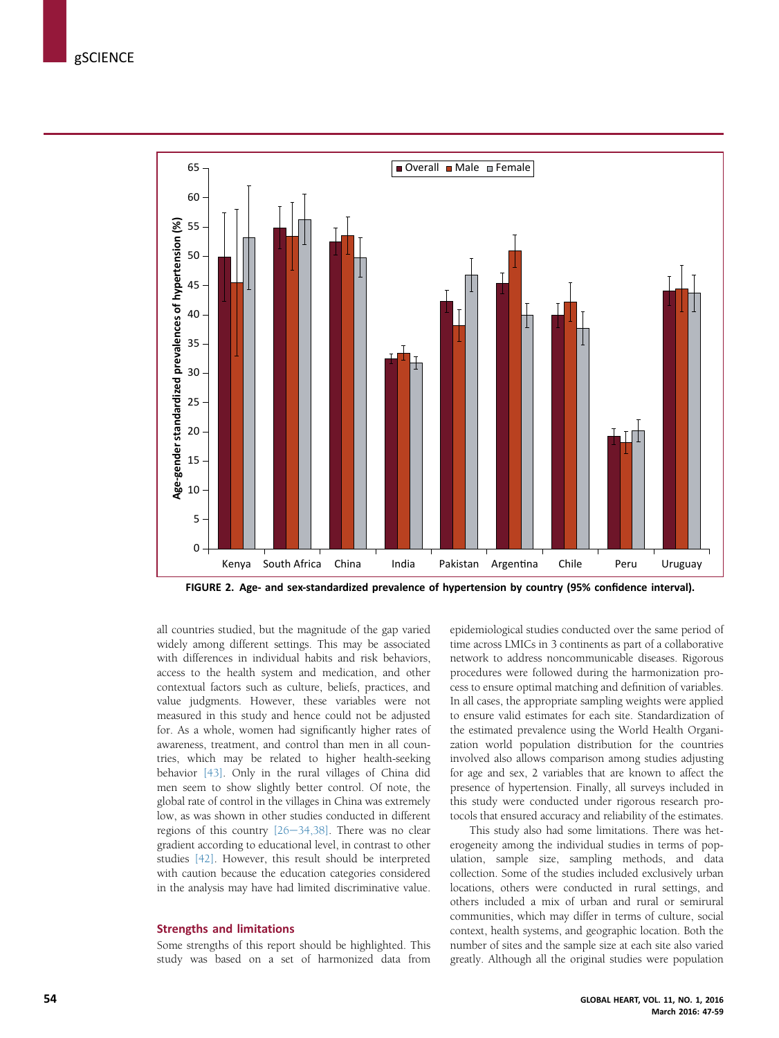FIGURE 2. Age- and sex-standardized prevalence of hypertension by country (95% confidence interval).

all countries studied, but the magnitude of the gap varied widely among different settings. This may be associated with differences in individual habits and risk behaviors, access to the health system and medication, and other contextual factors such as culture, beliefs, practices, and value judgments. However, these variables were not measured in this study and hence could not be adjusted for. As a whole, women had significantly higher rates of awareness, treatment, and control than men in all countries, which may be related to higher health-seeking behavior [43]. Only in the rural villages of China did men seem to show slightly better control. Of note, the global rate of control in the villages in China was extremely low, as was shown in other studies conducted in different regions of this country [26–34,38]. There was no clear gradient according to educational level, in contrast to other studies [42]. However, this result should be interpreted with caution because the education categories considered in the analysis may have had limited discriminative value.

## Strengths and limitations

Some strengths of this report should be highlighted. This study was based on a set of harmonized data from epidemiological studies conducted over the same period of time across LMICs in 3 continents as part of a collaborative network to address noncommunicable diseases. Rigorous procedures were followed during the harmonization process to ensure optimal matching and definition of variables. In all cases, the appropriate sampling weights were applied to ensure valid estimates for each site. Standardization of the estimated prevalence using the World Health Organization world population distribution for the countries involved also allows comparison among studies adjusting for age and sex, 2 variables that are known to affect the presence of hypertension. Finally, all surveys included in this study were conducted under rigorous research protocols that ensured accuracy and reliability of the estimates.

This study also had some limitations. There was heterogeneity among the individual studies in terms of population, sample size, sampling methods, and data collection. Some of the studies included exclusively urban locations, others were conducted in rural settings, and others included a mix of urban and rural or semirural communities, which may differ in terms of culture, social context, health systems, and geographic location. Both the number of sites and the sample size at each site also varied greatly. Although all the original studies were population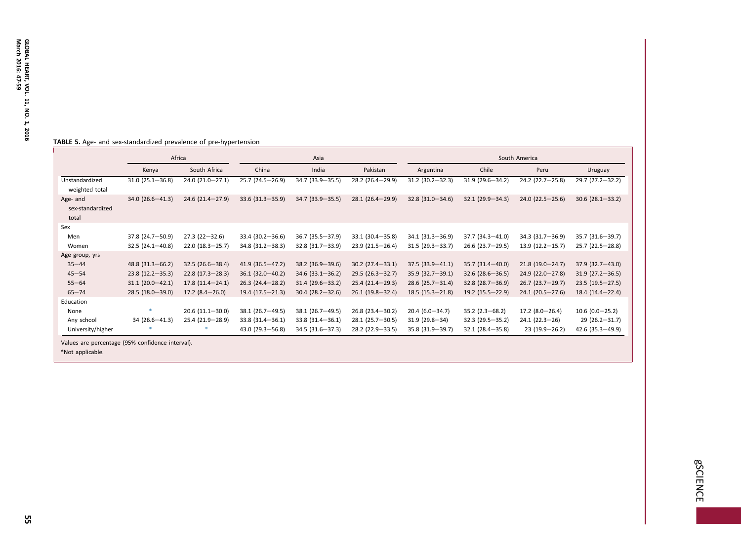**TABLE 5.** Age- and sex-standardized prevalence of pre-hypertension

| | Africa | | Asia | | | South America | | | |
|---|---|---|---|---|---|---|---|---|---|
| | Kenya | South Africa | China | India | Pakistan | Argentina | Chile | Peru | Uruguay |
| Unstandardized weighted total | 31.0 (25.1–36.8) | 24.0 (21.0–27.1) | 25.7 (24.5–26.9) | 34.7 (33.9–35.5) | 28.2 (26.4–29.9) | 31.2 (30.2–32.3) | 31.9 (29.6–34.2) | 24.2 (22.7–25.8) | 29.7 (27.2–32.2) |
| Age- and sex-standardized total | 34.0 (26.6–41.3) | 24.6 (21.4–27.9) | 33.6 (31.3–35.9) | 34.7 (33.9–35.5) | 28.1 (26.4–29.9) | 32.8 (31.0–34.6) | 32.1 (29.9–34.3) | 24.0 (22.5–25.6) | 30.6 (28.1–33.2) |
| Sex | | | | | | | | | |
| Men | 37.8 (24.7–50.9) | 27.3 (22–32.6) | 33.4 (30.2–36.6) | 36.7 (35.5–37.9) | 33.1 (30.4–35.8) | 34.1 (31.3–36.9) | 37.7 (34.3–41.0) | 34.3 (31.7–36.9) | 35.7 (31.6–39.7) |
| Women | 32.5 (24.1–40.8) | 22.0 (18.3–25.7) | 34.8 (31.2–38.3) | 32.8 (31.7–33.9) | 23.9 (21.5–26.4) | 31.5 (29.3–33.7) | 26.6 (23.7–29.5) | 13.9 (12.2–15.7) | 25.7 (22.5–28.8) |
| Age group, yrs | | | | | | | | | |
| 35–44 | 48.8 (31.3–66.2) | 32.5 (26.6–38.4) | 41.9 (36.5–47.2) | 38.2 (36.9–39.6) | 30.2 (27.4–33.1) | 37.5 (33.9–41.1) | 35.7 (31.4–40.0) | 21.8 (19.0–24.7) | 37.9 (32.7–43.0) |
| 45–54 | 23.8 (12.2–35.3) | 22.8 (17.3–28.3) | 36.1 (32.0–40.2) | 34.6 (33.1–36.2) | 29.5 (26.3–32.7) | 35.9 (32.7–39.1) | 32.6 (28.6–36.5) | 24.9 (22.0–27.8) | 31.9 (27.2–36.5) |
| 55–64 | 31.1 (20.0–42.1) | 17.8 (11.4–24.1) | 26.3 (24.4–28.2) | 31.4 (29.6–33.2) | 25.4 (21.4–29.3) | 28.6 (25.7–31.4) | 32.8 (28.7–36.9) | 26.7 (23.7–29.7) | 23.5 (19.5–27.5) |
| 65–74 | 28.5 (18.0–39.0) | 17.2 (8.4–26.0) | 19.4 (17.5–21.3) | 30.4 (28.2–32.6) | 26.1 (19.8–32.4) | 18.5 (15.3–21.8) | 19.2 (15.5–22.9) | 24.1 (20.5–27.6) | 18.4 (14.4–22.4) |
| Education | | | | | | | | | |
| None | * | 20.6 (11.1–30.0) | 38.1 (26.7–49.5) | 38.1 (26.7–49.5) | 26.8 (23.4–30.2) | 20.4 (6.0–34.7) | 35.2 (2.3–68.2) | 17.2 (8.0–26.4) | 10.6 (0.0–25.2) |
| Any school | 34 (26.6–41.3) | 25.4 (21.9–28.9) | 33.8 (31.4–36.1) | 33.8 (31.4–36.1) | 28.1 (25.7–30.5) | 31.9 (29.8–34) | 32.3 (29.5–35.2) | 24.1 (22.3–26) | 29 (26.2–31.7) |
| University/higher | * | * | 43.0 (29.3–56.8) | 34.5 (31.6–37.3) | 28.2 (22.9–33.5) | 35.8 (31.9–39.7) | 32.1 (28.4–35.8) | 23 (19.9–26.2) | 42.6 (35.3–49.9) |

Values are percentage (95% confidence interval).

*Not applicable.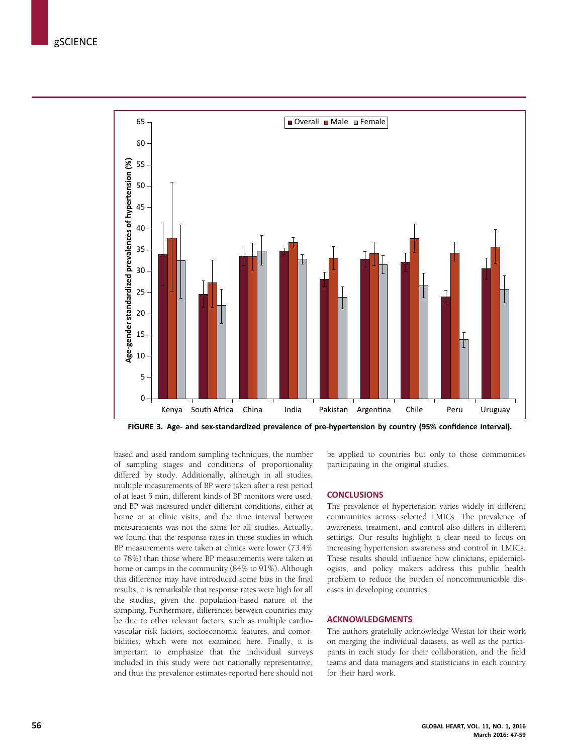FIGURE 3. Age- and sex-standardized prevalence of pre-hypertension by country (95% confidence interval).

based and used random sampling techniques, the number of sampling stages and conditions of proportionality differed by study. Additionally, although in all studies, multiple measurements of BP were taken after a rest period of at least 5 min, different kinds of BP monitors were used, and BP was measured under different conditions, either at home or at clinic visits, and the time interval between measurements was not the same for all studies. Actually, we found that the response rates in those studies in which BP measurements were taken at clinics were lower (73.4% to 78%) than those where BP measurements were taken at home or camps in the community (84% to 91%). Although this difference may have introduced some bias in the final results, it is remarkable that response rates were high for all the studies, given the population-based nature of the sampling. Furthermore, differences between countries may be due to other relevant factors, such as multiple cardiovascular risk factors, socioeconomic features, and comorbidities, which were not examined here. Finally, it is important to emphasize that the individual surveys included in this study were not nationally representative, and thus the prevalence estimates reported here should not be applied to countries but only to those communities participating in the original studies.

## CONCLUSIONS

The prevalence of hypertension varies widely in different communities across selected LMICs. The prevalence of awareness, treatment, and control also differs in different settings. Our results highlight a clear need to focus on increasing hypertension awareness and control in LMICs. These results should influence how clinicians, epidemiologists, and policy makers address this public health problem to reduce the burden of noncommunicable diseases in developing countries.

## ACKNOWLEDGMENTS

The authors gratefully acknowledge Westat for their work on merging the individual datasets, as well as the participants in each study for their collaboration, and the field teams and data managers and statisticians in each country for their hard work.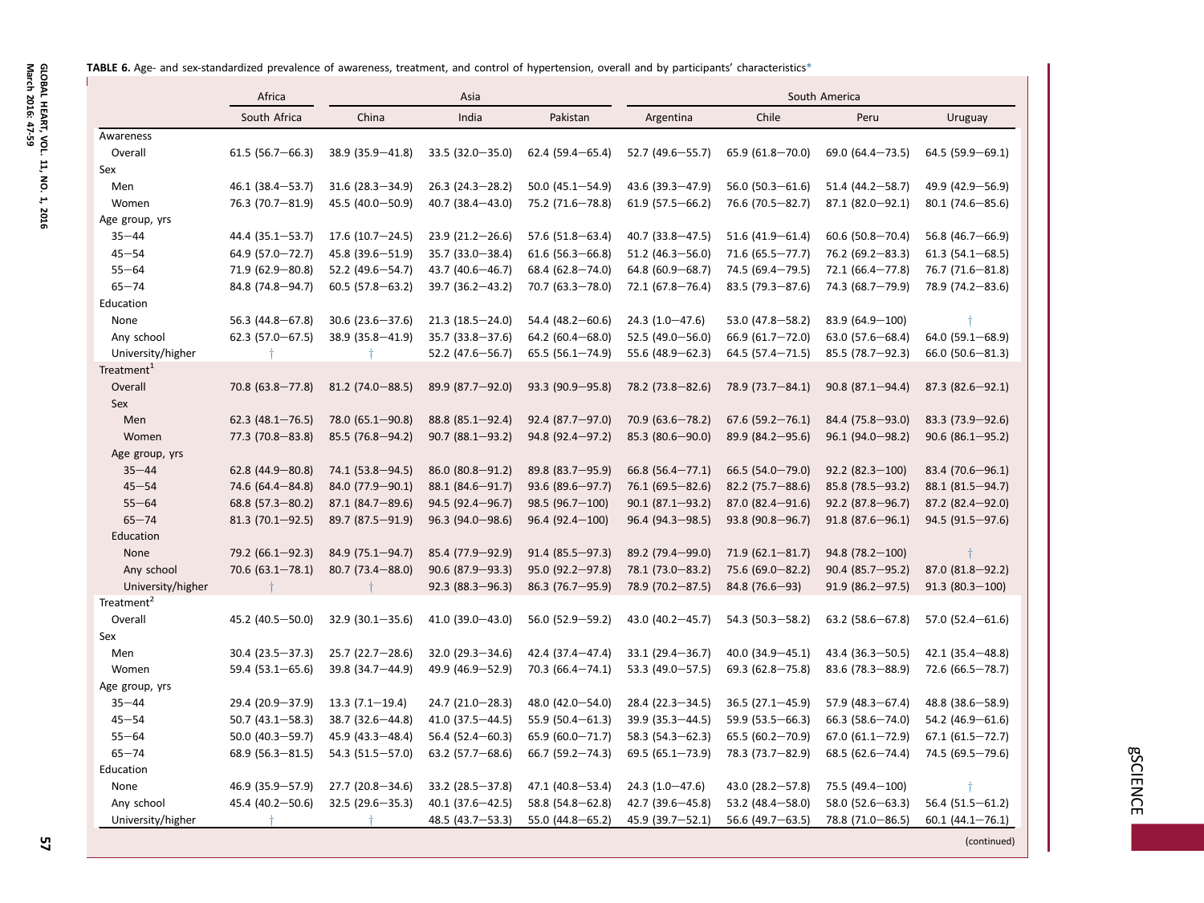**TABLE 6.** Age- and sex-standardized prevalence of awareness, treatment, and control of hypertension, overall and by participants' characteristics*

| | Africa | Asia | | | South America | | | |
|---|---|---|---|---|---|---|---|---|
| | South Africa | China | India | Pakistan | Argentina | Chile | Peru | Uruguay |
| Awareness | | | | | | | | |
| Overall | 61.5 (56.7–66.3) | 38.9 (35.9–41.8) | 33.5 (32.0–35.0) | 62.4 (59.4–65.4) | 52.7 (49.6–55.7) | 65.9 (61.8–70.0) | 69.0 (64.4–73.5) | 64.5 (59.9–69.1) |
| Sex | | | | | | | | |
| Men | 46.1 (38.4–53.7) | 31.6 (28.3–34.9) | 26.3 (24.3–28.2) | 50.0 (45.1–54.9) | 43.6 (39.3–47.9) | 56.0 (50.3–61.6) | 51.4 (44.2–58.7) | 49.9 (42.9–56.9) |
| Women | 76.3 (70.7–81.9) | 45.5 (40.0–50.9) | 40.7 (38.4–43.0) | 75.2 (71.6–78.8) | 61.9 (57.5–66.2) | 76.6 (70.5–82.7) | 87.1 (82.0–92.1) | 80.1 (74.6–85.6) |
| Age group, yrs | | | | | | | | |
| 35–44 | 44.4 (35.1–53.7) | 17.6 (10.7–24.5) | 23.9 (21.2–26.6) | 57.6 (51.8–63.4) | 40.7 (33.8–47.5) | 51.6 (41.9–61.4) | 60.6 (50.8–70.4) | 56.8 (46.7–66.9) |
| 45–54 | 64.9 (57.0–72.7) | 45.8 (39.6–51.9) | 35.7 (33.0–38.4) | 61.6 (56.3–66.8) | 51.2 (46.3–56.0) | 71.6 (65.5–77.7) | 76.2 (69.2–83.3) | 61.3 (54.1–68.5) |
| 55–64 | 71.9 (62.9–80.8) | 52.2 (49.6–54.7) | 43.7 (40.6–46.7) | 68.4 (62.8–74.0) | 64.8 (60.9–68.7) | 74.5 (69.4–79.5) | 72.1 (66.4–77.8) | 76.7 (71.6–81.8) |
| 65–74 | 84.8 (74.8–94.7) | 60.5 (57.8–63.2) | 39.7 (36.2–43.2) | 70.7 (63.3–78.0) | 72.1 (67.8–76.4) | 83.5 (79.3–87.6) | 74.3 (68.7–79.9) | 78.9 (74.2–83.6) |
| Education | | | | | | | | |
| None | 56.3 (44.8–67.8) | 30.6 (23.6–37.6) | 21.3 (18.5–24.0) | 54.4 (48.2–60.6) | 24.3 (1.0–47.6) | 53.0 (47.8–58.2) | 83.9 (64.9–100) | † |
| Any school | 62.3 (57.0–67.5) | 38.9 (35.8–41.9) | 35.7 (33.8–37.6) | 64.2 (60.4–68.0) | 52.5 (49.0–56.0) | 66.9 (61.7–72.0) | 63.0 (57.6–68.4) | 64.0 (59.1–68.9) |
| University/higher | † | † | 52.2 (47.6–56.7) | 65.5 (56.1–74.9) | 55.6 (48.9–62.3) | 64.5 (57.4–71.5) | 85.5 (78.7–92.3) | 66.0 (50.6–81.3) |
| Treatment[1] | | | | | | | | |
| Overall | 70.8 (63.8–77.8) | 81.2 (74.0–88.5) | 89.9 (87.7–92.0) | 93.3 (90.9–95.8) | 78.2 (73.8–82.6) | 78.9 (73.7–84.1) | 90.8 (87.1–94.4) | 87.3 (82.6–92.1) |
| Sex | | | | | | | | |
| Men | 62.3 (48.1–76.5) | 78.0 (65.1–90.8) | 88.8 (85.1–92.4) | 92.4 (87.7–97.0) | 70.9 (63.6–78.2) | 67.6 (59.2–76.1) | 84.4 (75.8–93.0) | 83.3 (73.9–92.6) |
| Women | 77.3 (70.8–83.8) | 85.5 (76.8–94.2) | 90.7 (88.1–93.2) | 94.8 (92.4–97.2) | 85.3 (80.6–90.0) | 89.9 (84.2–95.6) | 96.1 (94.0–98.2) | 90.6 (86.1–95.2) |
| Age group, yrs | | | | | | | | |
| 35–44 | 62.8 (44.9–80.8) | 74.1 (53.8–94.5) | 86.0 (80.8–91.2) | 89.8 (83.7–95.9) | 66.8 (56.4–77.1) | 66.5 (54.0–79.0) | 92.2 (82.3–100) | 83.4 (70.6–96.1) |
| 45–54 | 74.6 (64.4–84.8) | 84.0 (77.9–90.1) | 88.1 (84.6–91.7) | 93.6 (89.6–97.7) | 76.1 (69.5–82.6) | 82.2 (75.7–88.6) | 85.8 (78.5–93.2) | 88.1 (81.5–94.7) |
| 55–64 | 68.8 (57.3–80.2) | 87.1 (84.7–89.6) | 94.5 (92.4–96.7) | 98.5 (96.7–100) | 90.1 (87.1–93.2) | 87.0 (82.4–91.6) | 92.2 (87.8–96.7) | 87.2 (82.4–92.0) |
| 65–74 | 81.3 (70.1–92.5) | 89.7 (87.5–91.9) | 96.3 (94.0–98.6) | 96.4 (92.4–100) | 96.4 (94.3–98.5) | 93.8 (90.8–96.7) | 91.8 (87.6–96.1) | 94.5 (91.5–97.6) |
| Education | | | | | | | | |
| None | 79.2 (66.1–92.3) | 84.9 (75.1–94.7) | 85.4 (77.9–92.9) | 91.4 (85.5–97.3) | 89.2 (79.4–99.0) | 71.9 (62.1–81.7) | 94.8 (78.2–100) | † |
| Any school | 70.6 (63.1–78.1) | 80.7 (73.4–88.0) | 90.6 (87.9–93.3) | 95.0 (92.2–97.8) | 78.1 (73.0–83.2) | 75.6 (69.0–82.2) | 90.4 (85.7–95.2) | 87.0 (81.8–92.2) |
| University/higher | † | † | 92.3 (88.3–96.3) | 86.3 (76.7–95.9) | 78.9 (70.2–87.5) | 84.8 (76.6–93) | 91.9 (86.2–97.5) | 91.3 (80.3–100) |
| Treatment[2] | | | | | | | | |
| Overall | 45.2 (40.5–50.0) | 32.9 (30.1–35.6) | 41.0 (39.0–43.0) | 56.0 (52.9–59.2) | 43.0 (40.2–45.7) | 54.3 (50.3–58.2) | 63.2 (58.6–67.8) | 57.0 (52.4–61.6) |
| Sex | | | | | | | | |
| Men | 30.4 (23.5–37.3) | 25.7 (22.7–28.6) | 32.0 (29.3–34.6) | 42.4 (37.4–47.4) | 33.1 (29.4–36.7) | 40.0 (34.9–45.1) | 43.4 (36.3–50.5) | 42.1 (35.4–48.8) |
| Women | 59.4 (53.1–65.6) | 39.8 (34.7–44.9) | 49.9 (46.9–52.9) | 70.3 (66.4–74.1) | 53.3 (49.0–57.5) | 69.3 (62.8–75.8) | 83.6 (78.3–88.9) | 72.6 (66.5–78.7) |
| Age group, yrs | | | | | | | | |
| 35–44 | 29.4 (20.9–37.9) | 13.3 (7.1–19.4) | 24.7 (21.0–28.3) | 48.0 (42.0–54.0) | 28.4 (22.3–34.5) | 36.5 (27.1–45.9) | 57.9 (48.3–67.4) | 48.8 (38.6–58.9) |
| 45–54 | 50.7 (43.1–58.3) | 38.7 (32.6–44.8) | 41.0 (37.5–44.5) | 55.9 (50.4–61.3) | 39.9 (35.3–44.5) | 59.9 (53.5–66.3) | 66.3 (58.6–74.0) | 54.2 (46.9–61.6) |
| 55–64 | 50.0 (40.3–59.7) | 45.9 (43.3–48.4) | 56.4 (52.4–60.3) | 65.9 (60.0–71.7) | 58.3 (54.3–62.3) | 65.5 (60.2–70.9) | 67.0 (61.1–72.9) | 67.1 (61.5–72.7) |
| 65–74 | 68.9 (56.3–81.5) | 54.3 (51.5–57.0) | 63.2 (57.7–68.6) | 66.7 (59.2–74.3) | 69.5 (65.1–73.9) | 78.3 (73.7–82.9) | 68.5 (62.6–74.4) | 74.5 (69.5–79.6) |
| Education | | | | | | | | |
| None | 46.9 (35.9–57.9) | 27.7 (20.8–34.6) | 33.2 (28.5–37.8) | 47.1 (40.8–53.4) | 24.3 (1.0–47.6) | 43.0 (28.2–57.8) | 75.5 (49.4–100) | † |
| Any school | 45.4 (40.2–50.6) | 32.5 (29.6–35.3) | 40.1 (37.6–42.5) | 58.8 (54.8–62.8) | 42.7 (39.6–45.8) | 53.2 (48.4–58.0) | 58.0 (52.6–63.3) | 56.4 (51.5–61.2) |
| University/higher | † | † | 48.5 (43.7–53.3) | 55.0 (44.8–65.2) | 45.9 (39.7–52.1) | 56.6 (49.7–63.5) | 78.8 (71.0–86.5) | 60.1 (44.1–76.1) |

(continued)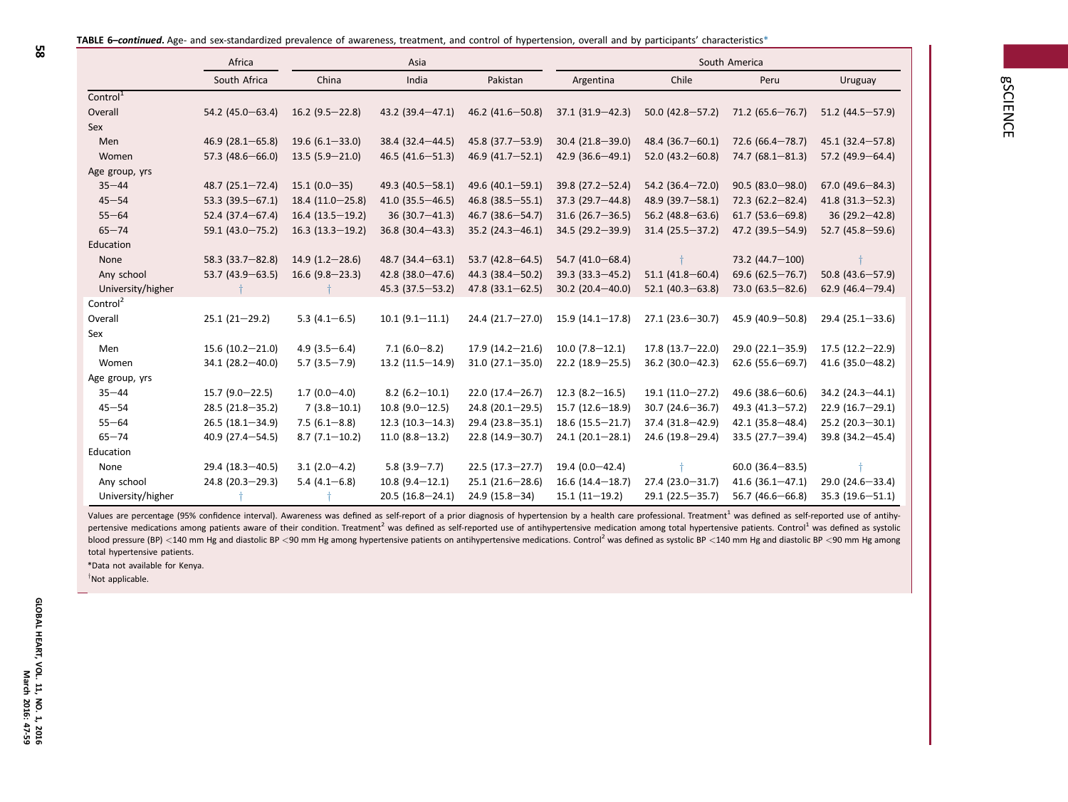**TABLE 6–continued.** Age- and sex-standardized prevalence of awareness, treatment, and control of hypertension, overall and by participants' characteristics*

| | Africa | Asia | | | South America | | | |
|---|---|---|---|---|---|---|---|---|
| | South Africa | China | India | Pakistan | Argentina | Chile | Peru | Uruguay |
| **Control[1]** | | | | | | | | |
| Overall | 54.2 (45.0–63.4) | 16.2 (9.5–22.8) | 43.2 (39.4–47.1) | 46.2 (41.6–50.8) | 37.1 (31.9–42.3) | 50.0 (42.8–57.2) | 71.2 (65.6–76.7) | 51.2 (44.5–57.9) |
| Sex | | | | | | | | |
| Men | 46.9 (28.1–65.8) | 19.6 (6.1–33.0) | 38.4 (32.4–44.5) | 45.8 (37.7–53.9) | 30.4 (21.8–39.0) | 48.4 (36.7–60.1) | 72.6 (66.4–78.7) | 45.1 (32.4–57.8) |
| Women | 57.3 (48.6–66.0) | 13.5 (5.9–21.0) | 46.5 (41.6–51.3) | 46.9 (41.7–52.1) | 42.9 (36.6–49.1) | 52.0 (43.2–60.8) | 74.7 (68.1–81.3) | 57.2 (49.9–64.4) |
| Age group, yrs | | | | | | | | |
| 35–44 | 48.7 (25.1–72.4) | 15.1 (0.0–35) | 49.3 (40.5–58.1) | 49.6 (40.1–59.1) | 39.8 (27.2–52.4) | 54.2 (36.4–72.0) | 90.5 (83.0–98.0) | 67.0 (49.6–84.3) |
| 45–54 | 53.3 (39.5–67.1) | 18.4 (11.0–25.8) | 41.0 (35.5–46.5) | 46.8 (38.5–55.1) | 37.3 (29.7–44.8) | 48.9 (39.7–58.1) | 72.3 (62.2–82.4) | 41.8 (31.3–52.3) |
| 55–64 | 52.4 (37.4–67.4) | 16.4 (13.5–19.2) | 36 (30.7–41.3) | 46.7 (38.6–54.7) | 31.6 (26.7–36.5) | 56.2 (48.8–63.6) | 61.7 (53.6–69.8) | 36 (29.2–42.8) |
| 65–74 | 59.1 (43.0–75.2) | 16.3 (13.3–19.2) | 36.8 (30.4–43.3) | 35.2 (24.3–46.1) | 34.5 (29.2–39.9) | 31.4 (25.5–37.2) | 47.2 (39.5–54.9) | 52.7 (45.8–59.6) |
| Education | | | | | | | | |
| None | 58.3 (33.7–82.8) | 14.9 (1.2–28.6) | 48.7 (34.4–63.1) | 53.7 (42.8–64.5) | 54.7 (41.0–68.4) | † | 73.2 (44.7–100) | † |
| Any school | 53.7 (43.9–63.5) | 16.6 (9.8–23.3) | 42.8 (38.0–47.6) | 44.3 (38.4–50.2) | 39.3 (33.3–45.2) | 51.1 (41.8–60.4) | 69.6 (62.5–76.7) | 50.8 (43.6–57.9) |
| University/higher | † | † | 45.3 (37.5–53.2) | 47.8 (33.1–62.5) | 30.2 (20.4–40.0) | 52.1 (40.3–63.8) | 73.0 (63.5–82.6) | 62.9 (46.4–79.4) |
| **Control[2]** | | | | | | | | |
| Overall | 25.1 (21–29.2) | 5.3 (4.1–6.5) | 10.1 (9.1–11.1) | 24.4 (21.7–27.0) | 15.9 (14.1–17.8) | 27.1 (23.6–30.7) | 45.9 (40.9–50.8) | 29.4 (25.1–33.6) |
| Sex | | | | | | | | |
| Men | 15.6 (10.2–21.0) | 4.9 (3.5–6.4) | 7.1 (6.0–8.2) | 17.9 (14.2–21.6) | 10.0 (7.8–12.1) | 17.8 (13.7–22.0) | 29.0 (22.1–35.9) | 17.5 (12.2–22.9) |
| Women | 34.1 (28.2–40.0) | 5.7 (3.5–7.9) | 13.2 (11.5–14.9) | 31.0 (27.1–35.0) | 22.2 (18.9–25.5) | 36.2 (30.0–42.3) | 62.6 (55.6–69.7) | 41.6 (35.0–48.2) |
| Age group, yrs | | | | | | | | |
| 35–44 | 15.7 (9.0–22.5) | 1.7 (0.0–4.0) | 8.2 (6.2–10.1) | 22.0 (17.4–26.7) | 12.3 (8.2–16.5) | 19.1 (11.0–27.2) | 49.6 (38.6–60.6) | 34.2 (24.3–44.1) |
| 45–54 | 28.5 (21.8–35.2) | 7 (3.8–10.1) | 10.8 (9.0–12.5) | 24.8 (20.1–29.5) | 15.7 (12.6–18.9) | 30.7 (24.6–36.7) | 49.3 (41.3–57.2) | 22.9 (16.7–29.1) |
| 55–64 | 26.5 (18.1–34.9) | 7.5 (6.1–8.8) | 12.3 (10.3–14.3) | 29.4 (23.8–35.1) | 18.6 (15.5–21.7) | 37.4 (31.8–42.9) | 42.1 (35.8–48.4) | 25.2 (20.3–30.1) |
| 65–74 | 40.9 (27.4–54.5) | 8.7 (7.1–10.2) | 11.0 (8.8–13.2) | 22.8 (14.9–30.7) | 24.1 (20.1–28.1) | 24.6 (19.8–29.4) | 33.5 (27.7–39.4) | 39.8 (34.2–45.4) |
| Education | | | | | | | | |
| None | 29.4 (18.3–40.5) | 3.1 (2.0–4.2) | 5.8 (3.9–7.7) | 22.5 (17.3–27.7) | 19.4 (0.0–42.4) | † | 60.0 (36.4–83.5) | † |
| Any school | 24.8 (20.3–29.3) | 5.4 (4.1–6.8) | 10.8 (9.4–12.1) | 25.1 (21.6–28.6) | 16.6 (14.4–18.7) | 27.4 (23.0–31.7) | 41.6 (36.1–47.1) | 29.0 (24.6–33.4) |
| University/higher | † | † | 20.5 (16.8–24.1) | 24.9 (15.8–34) | 15.1 (11–19.2) | 29.1 (22.5–35.7) | 56.7 (46.6–66.8) | 35.3 (19.6–51.1) |

Values are percentage (95% confidence interval). Awareness was defined as self-report of a prior diagnosis of hypertension by a health care professional. Treatment[1] was defined as self-reported use of antihypertensive medications among patients aware of their condition. Treatment[2] was defined as self-reported use of antihypertensive medication among total hypertensive patients. Control[1] was defined as systolic blood pressure (BP) <140 mm Hg and diastolic BP <90 mm Hg among hypertensive patients on antihypertensive medications. Control[2] was defined as systolic BP <140 mm Hg and diastolic BP <90 mm Hg among total hypertensive patients.

*Data not available for Kenya.

†Not applicable.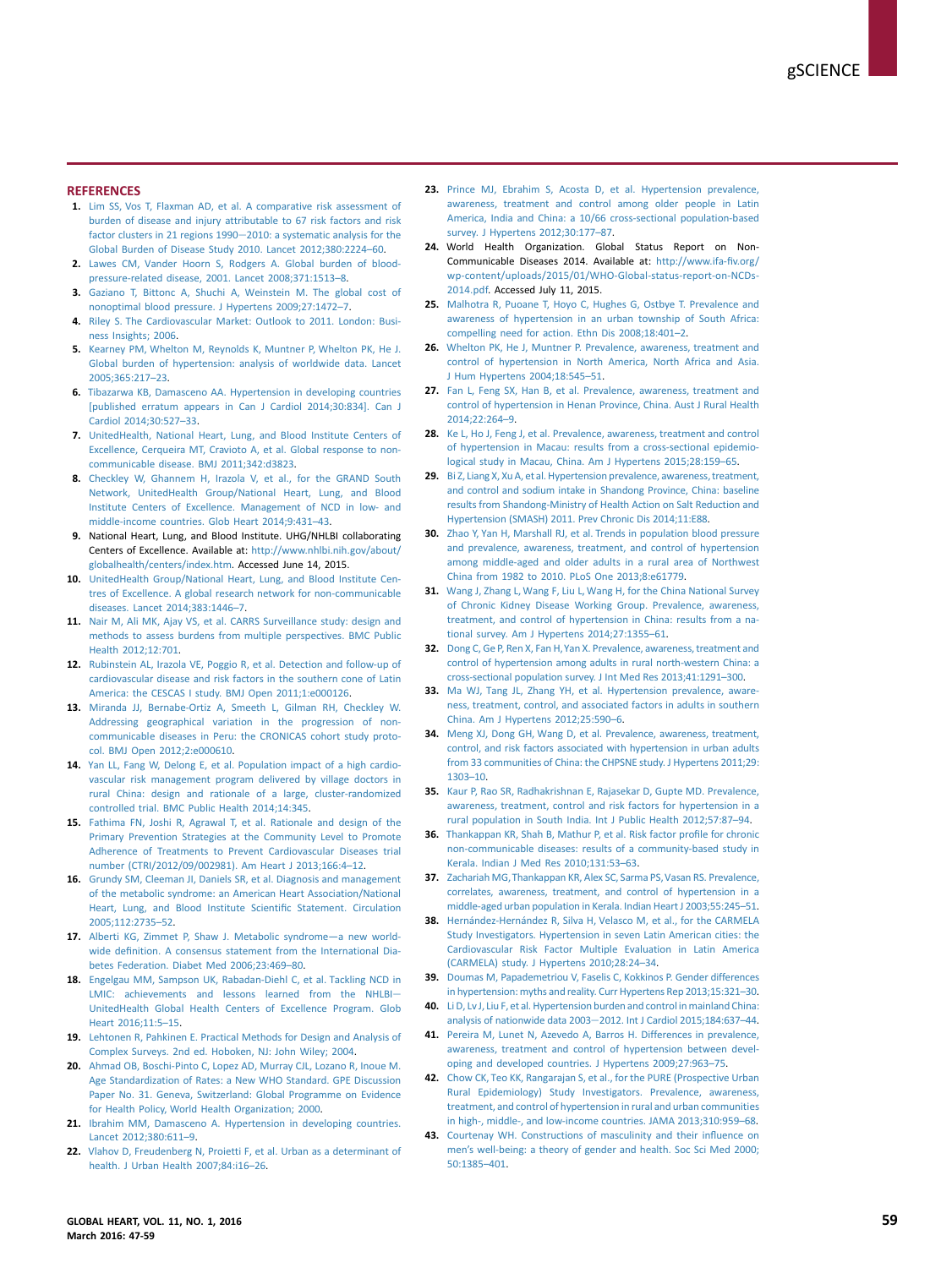## REFERENCES

1. Lim SS, Vos T, Flaxman AD, et al. A comparative risk assessment of burden of disease and injury attributable to 67 risk factors and risk factor clusters in 21 regions 1990–2010: a systematic analysis for the Global Burden of Disease Study 2010. Lancet 2012;380:2224–60.
2. Lawes CM, Vander Hoorn S, Rodgers A. Global burden of blood-pressure-related disease, 2001. Lancet 2008;371:1513–8.
3. Gaziano T, Bittonc A, Shuchi A, Weinstein M. The global cost of nonoptimal blood pressure. J Hypertens 2009;27:1472–7.
4. Riley S. The Cardiovascular Market: Outlook to 2011. London: Business Insights; 2006.
5. Kearney PM, Whelton M, Reynolds K, Muntner P, Whelton PK, He J. Global burden of hypertension: analysis of worldwide data. Lancet 2005;365:217–23.
6. Tibazarwa KB, Damasceno AA. Hypertension in developing countries [published erratum appears in Can J Cardiol 2014;30:834]. Can J Cardiol 2014;30:527–33.
7. UnitedHealth, National Heart, Lung, and Blood Institute Centers of Excellence, Cerqueira MT, Cravioto A, et al. Global response to non-communicable disease. BMJ 2011;342:d3823.
8. Checkley W, Ghannem H, Irazola V, et al., for the GRAND South Network, UnitedHealth Group/National Heart, Lung, and Blood Institute Centers of Excellence. Management of NCD in low- and middle-income countries. Glob Heart 2014;9:431–43.
9. National Heart, Lung, and Blood Institute. UHG/NHLBI collaborating Centers of Excellence. Available at: http://www.nhlbi.nih.gov/about/globalhealth/centers/index.htm. Accessed June 14, 2015.
10. UnitedHealth Group/National Heart, Lung, and Blood Institute Centres of Excellence. A global research network for non-communicable diseases. Lancet 2014;383:1446–7.
11. Nair M, Ali MK, Ajay VS, et al. CARRS Surveillance study: design and methods to assess burdens from multiple perspectives. BMC Public Health 2012;12:701.
12. Rubinstein AL, Irazola VE, Poggio R, et al. Detection and follow-up of cardiovascular disease and risk factors in the southern cone of Latin America: the CESCAS I study. BMJ Open 2011;1:e000126.
13. Miranda JJ, Bernabe-Ortiz A, Smeeth L, Gilman RH, Checkley W. Addressing geographical variation in the progression of non-communicable diseases in Peru: the CRONICAS cohort study protocol. BMJ Open 2012;2:e000610.
14. Yan LL, Fang W, Delong E, et al. Population impact of a high cardiovascular risk management program delivered by village doctors in rural China: design and rationale of a large, cluster-randomized controlled trial. BMC Public Health 2014;14:345.
15. Fathima FN, Joshi R, Agrawal T, et al. Rationale and design of the Primary Prevention Strategies at the Community Level to Promote Adherence of Treatments to Prevent Cardiovascular Diseases trial number (CTRI/2012/09/002981). Am Heart J 2013;166:4–12.
16. Grundy SM, Cleeman JI, Daniels SR, et al. Diagnosis and management of the metabolic syndrome: an American Heart Association/National Heart, Lung, and Blood Institute Scientific Statement. Circulation 2005;112:2735–52.
17. Alberti KG, Zimmet P, Shaw J. Metabolic syndrome—a new worldwide definition. A consensus statement from the International Diabetes Federation. Diabet Med 2006;23:469–80.
18. Engelgau MM, Sampson UK, Rabadan-Diehl C, et al. Tackling NCD in LMIC: achievements and lessons learned from the NHLBI–UnitedHealth Global Health Centers of Excellence Program. Glob Heart 2016;11:5–15.
19. Lehtonen R, Pahkinen E. Practical Methods for Design and Analysis of Complex Surveys. 2nd ed. Hoboken, NJ: John Wiley; 2004.
20. Ahmad OB, Boschi-Pinto C, Lopez AD, Murray CJL, Lozano R, Inoue M. Age Standardization of Rates: a New WHO Standard. GPE Discussion Paper No. 31. Geneva, Switzerland: Global Programme on Evidence for Health Policy, World Health Organization; 2000.
21. Ibrahim MM, Damasceno A. Hypertension in developing countries. Lancet 2012;380:611–9.
22. Vlahov D, Freudenberg N, Proietti F, et al. Urban as a determinant of health. J Urban Health 2007;84:i16–26.
23. Prince MJ, Ebrahim S, Acosta D, et al. Hypertension prevalence, awareness, treatment and control among older people in Latin America, India and China: a 10/66 cross-sectional population-based survey. J Hypertens 2012;30:177–87.
24. World Health Organization. Global Status Report on Non-Communicable Diseases 2014. Available at: http://www.ifa-fiv.org/wp-content/uploads/2015/01/WHO-Global-status-report-on-NCDs-2014.pdf. Accessed July 11, 2015.
25. Malhotra R, Puoane T, Hoyo C, Hughes G, Ostbye T. Prevalence and awareness of hypertension in an urban township of South Africa: compelling need for action. Ethn Dis 2008;18:401–2.
26. Whelton PK, He J, Muntner P. Prevalence, awareness, treatment and control of hypertension in North America, North Africa and Asia. J Hum Hypertens 2004;18:545–51.
27. Fan L, Feng SX, Han B, et al. Prevalence, awareness, treatment and control of hypertension in Henan Province, China. Aust J Rural Health 2014;22:264–9.
28. Ke L, Ho J, Feng J, et al. Prevalence, awareness, treatment and control of hypertension in Macau: results from a cross-sectional epidemiological study in Macau, China. Am J Hypertens 2015;28:159–65.
29. Bi Z, Liang X, Xu A, et al. Hypertension prevalence, awareness, treatment, and control and sodium intake in Shandong Province, China: baseline results from Shandong-Ministry of Health Action on Salt Reduction and Hypertension (SMASH) 2011. Prev Chronic Dis 2014;11:E88.
30. Zhao Y, Yan H, Marshall RJ, et al. Trends in population blood pressure and prevalence, awareness, treatment, and control of hypertension among middle-aged and older adults in a rural area of Northwest China from 1982 to 2010. PLoS One 2013;8:e61779.
31. Wang J, Zhang L, Wang F, Liu L, Wang H, for the China National Survey of Chronic Kidney Disease Working Group. Prevalence, awareness, treatment, and control of hypertension in China: results from a national survey. Am J Hypertens 2014;27:1355–61.
32. Dong C, Ge P, Ren X, Fan H, Yan X. Prevalence, awareness, treatment and control of hypertension among adults in rural north-western China: a cross-sectional population survey. J Int Med Res 2013;41:1291–300.
33. Ma WJ, Tang JL, Zhang YH, et al. Hypertension prevalence, awareness, treatment, control, and associated factors in adults in southern China. Am J Hypertens 2012;25:590–6.
34. Meng XJ, Dong GH, Wang D, et al. Prevalence, awareness, treatment, control, and risk factors associated with hypertension in urban adults from 33 communities of China: the CHPSNE study. J Hypertens 2011;29:1303–10.
35. Kaur P, Rao SR, Radhakrishnan E, Rajasekar D, Gupte MD. Prevalence, awareness, treatment, control and risk factors for hypertension in a rural population in South India. Int J Public Health 2012;57:87–94.
36. Thankappan KR, Shah B, Mathur P, et al. Risk factor profile for chronic non-communicable diseases: results of a community-based study in Kerala. Indian J Med Res 2010;131:53–63.
37. Zachariah MG, Thankappan KR, Alex SC, Sarma PS, Vasan RS. Prevalence, correlates, awareness, treatment, and control of hypertension in a middle-aged urban population in Kerala. Indian Heart J 2003;55:245–51.
38. Hernández-Hernández R, Silva H, Velasco M, et al., for the CARMELA Study Investigators. Hypertension in seven Latin American cities: the Cardiovascular Risk Factor Multiple Evaluation in Latin America (CARMELA) study. J Hypertens 2010;28:24–34.
39. Doumas M, Papademetriou V, Faselis C, Kokkinos P. Gender differences in hypertension: myths and reality. Curr Hypertens Rep 2013;15:321–30.
40. Li D, Lv J, Liu F, et al. Hypertension burden and control in mainland China: analysis of nationwide data 2003–2012. Int J Cardiol 2015;184:637–44.
41. Pereira M, Lunet N, Azevedo A, Barros H. Differences in prevalence, awareness, treatment and control of hypertension between developing and developed countries. J Hypertens 2009;27:963–75.
42. Chow CK, Teo KK, Rangarajan S, et al., for the PURE (Prospective Urban Rural Epidemiology) Study Investigators. Prevalence, awareness, treatment, and control of hypertension in rural and urban communities in high-, middle-, and low-income countries. JAMA 2013;310:959–68.
43. Courtenay WH. Constructions of masculinity and their influence on men's well-being: a theory of gender and health. Soc Sci Med 2000;50:1385–401.